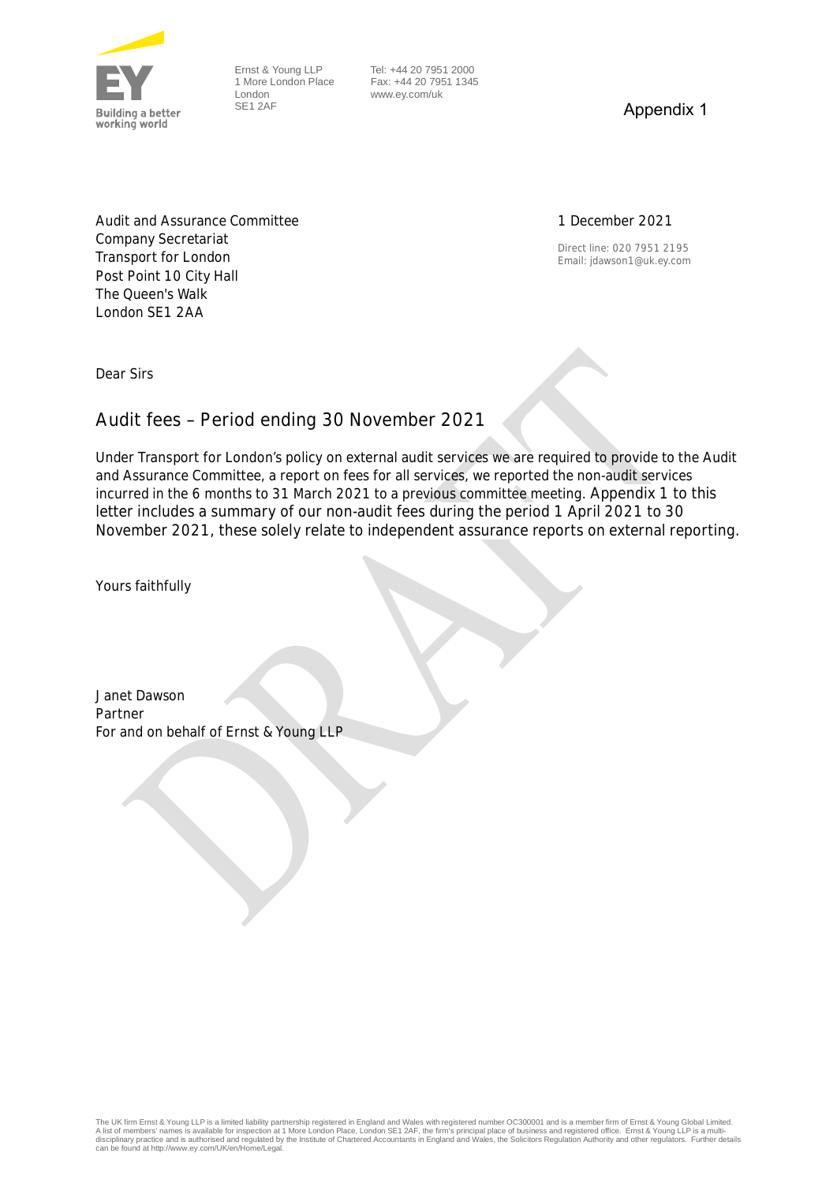Ernst & Young LLP
1 More London Place
London
SE1 2AF

Tel: +44 20 7951 2000
Fax: +44 20 7951 1345
www.ey.com/uk

Appendix 1

Audit and Assurance Committee
Company Secretariat
Transport for London
Post Point 10 City Hall
The Queen's Walk
London SE1 2AA

1 December 2021

Direct line: 020 7951 2195
Email: jdawson1@uk.ey.com

Dear Sirs

## Audit fees – Period ending 30 November 2021

Under Transport for London's policy on external audit services we are required to provide to the Audit and Assurance Committee, a report on fees for all services, we reported the non-audit services incurred in the 6 months to 31 March 2021 to a previous committee meeting. Appendix 1 to this letter includes a summary of our non-audit fees during the period 1 April 2021 to 30 November 2021, these solely relate to independent assurance reports on external reporting.

Yours faithfully

Janet Dawson
Partner
For and on behalf of Ernst & Young LLP

The UK firm Ernst & Young LLP is a limited liability partnership registered in England and Wales with registered number OC300001 and is a member firm of Ernst & Young Global Limited. A list of members' names is available for inspection at 1 More London Place, London SE1 2AF, the firm's principal place of business and registered office. Ernst & Young LLP is a multi-disciplinary practice and is authorised and regulated by the Institute of Chartered Accountants in England and Wales, the Solicitors Regulation Authority and other regulators. Further details can be found at http://www.ey.com/UK/en/Home/Legal.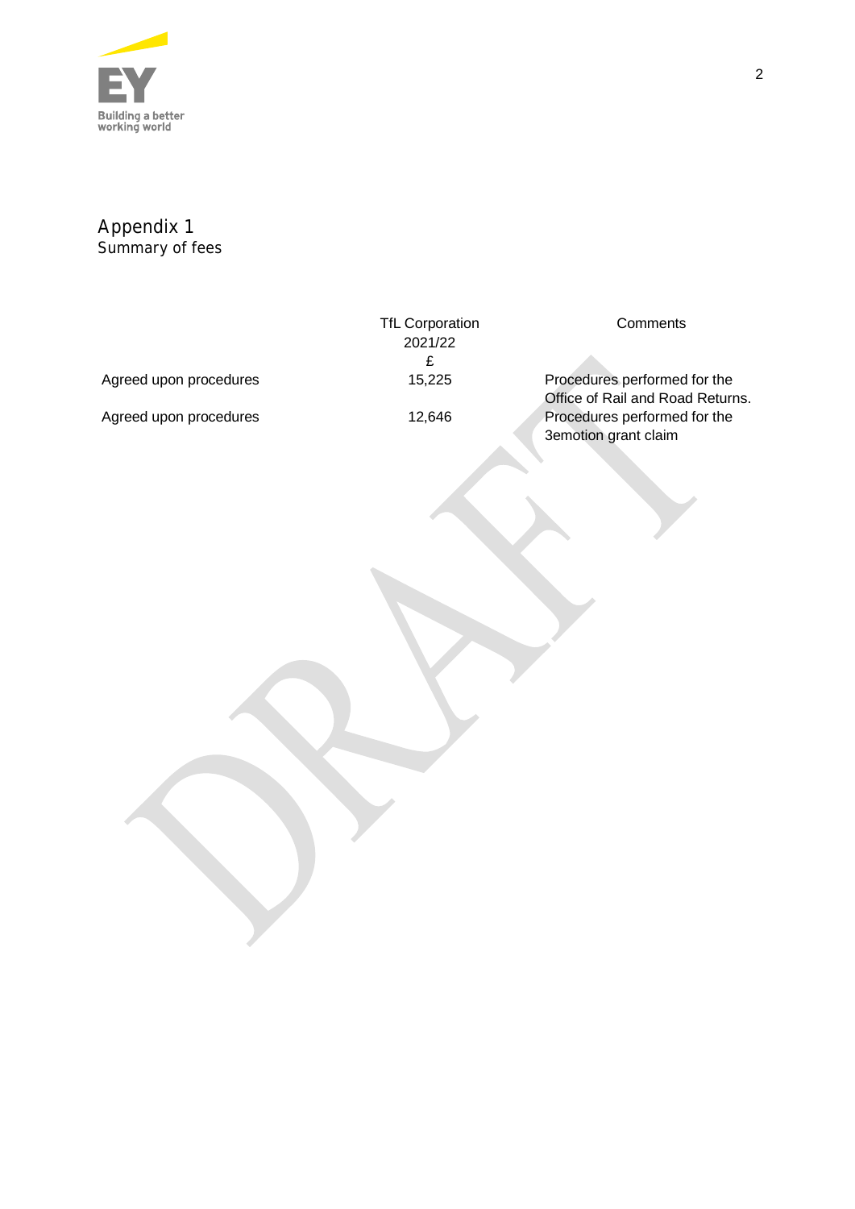# Appendix 1

## Summary of fees

| | TfL Corporation 2021/22 £ | Comments |
|---|---|---|
| Agreed upon procedures | 15,225 | Procedures performed for the Office of Rail and Road Returns. |
| Agreed upon procedures | 12,646 | Procedures performed for the 3emotion grant claim |